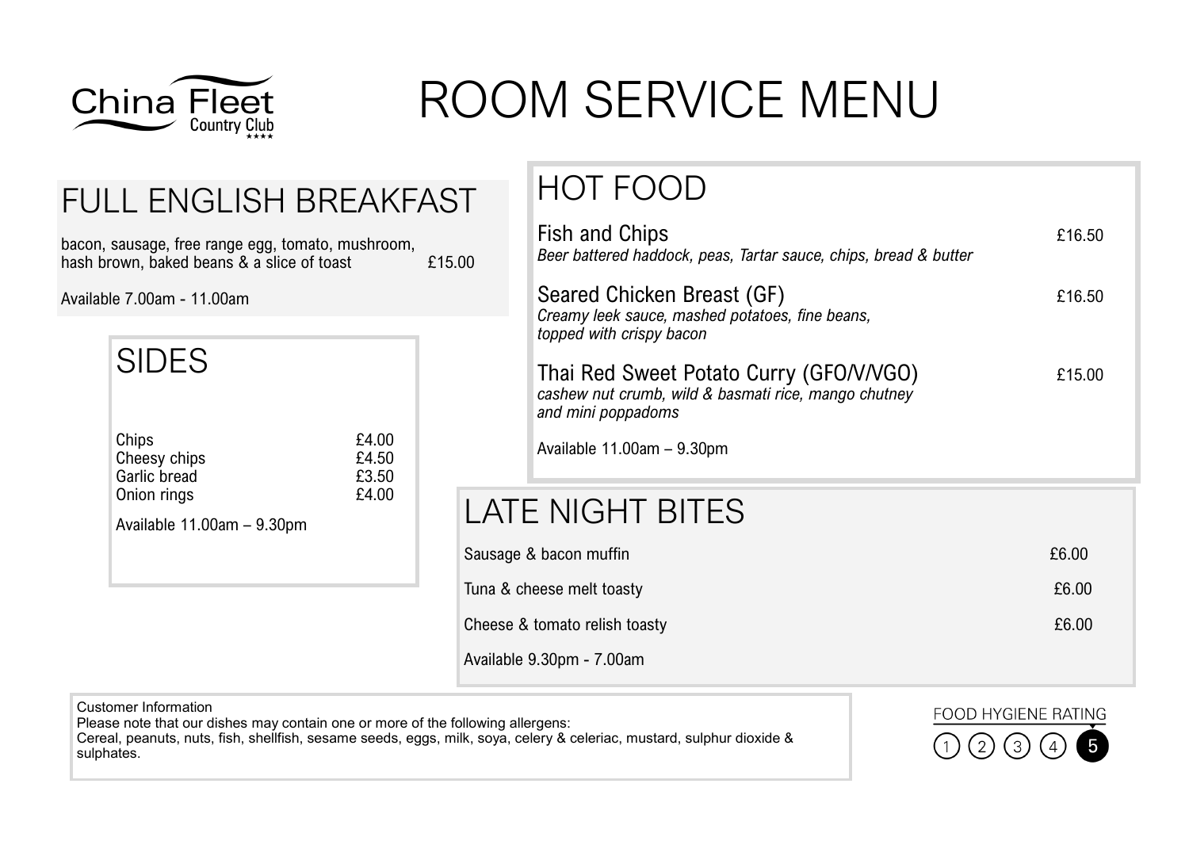China Fleet Country Club

# ROOM SERVICE MENU

## FULL ENGLISH BREAKFAST

bacon, sausage, free range egg, tomato, mushroom, hash brown, baked beans & a slice of toast £15.00

Available 7.00am - 11.00am

## SIDES

| | |
|---|---|
| Chips | £4.00 |
| Cheesy chips | £4.50 |
| Garlic bread | £3.50 |
| Onion rings | £4.00 |

Available 11.00am – 9.30pm

## HOT FOOD

**Fish and Chips** £16.50
*Beer battered haddock, peas, Tartar sauce, chips, bread & butter*

**Seared Chicken Breast (GF)** £16.50
*Creamy leek sauce, mashed potatoes, fine beans, topped with crispy bacon*

**Thai Red Sweet Potato Curry (GFO/V/VGO)** £15.00
*cashew nut crumb, wild & basmati rice, mango chutney and mini poppadoms*

Available 11.00am – 9.30pm

## LATE NIGHT BITES

| | |
|---|---|
| Sausage & bacon muffin | £6.00 |
| Tuna & cheese melt toasty | £6.00 |
| Cheese & tomato relish toasty | £6.00 |

Available 9.30pm - 7.00am

Customer Information
Please note that our dishes may contain one or more of the following allergens:
Cereal, peanuts, nuts, fish, shellfish, sesame seeds, eggs, milk, soya, celery & celeriac, mustard, sulphur dioxide & sulphates.

FOOD HYGIENE RATING 1 2 3 4 5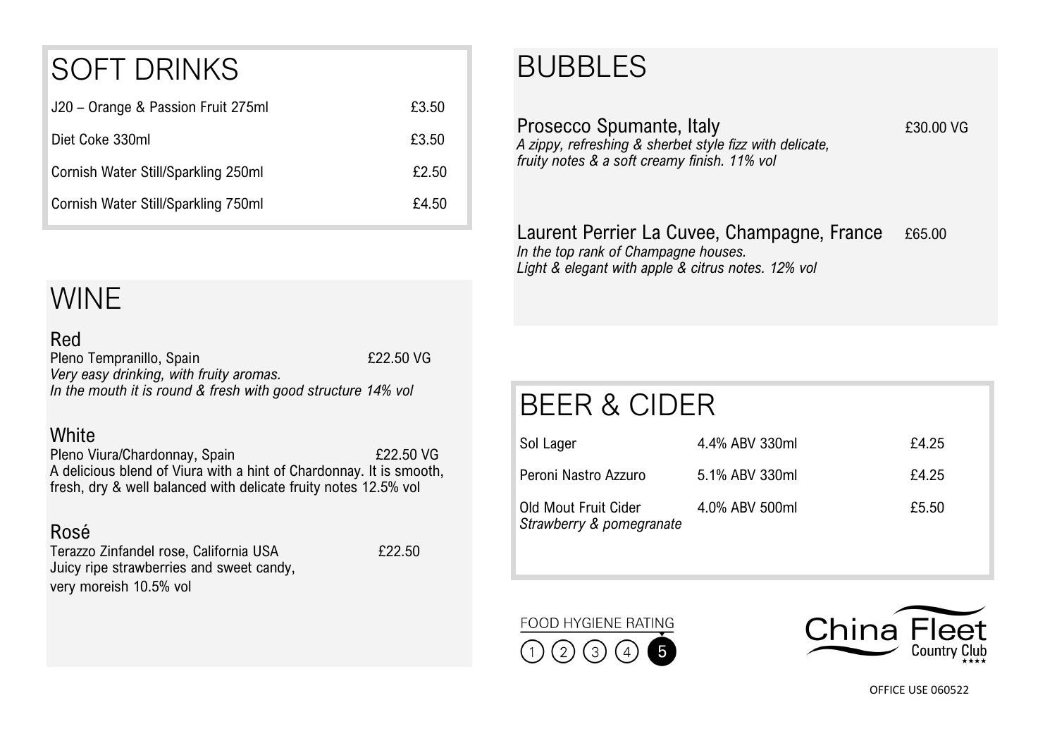# SOFT DRINKS

| | |
|---|---|
| J20 – Orange & Passion Fruit 275ml | £3.50 |
| Diet Coke 330ml | £3.50 |
| Cornish Water Still/Sparkling 250ml | £2.50 |
| Cornish Water Still/Sparkling 750ml | £4.50 |

# WINE

## Red

Pleno Tempranillo, Spain £22.50 VG

*Very easy drinking, with fruity aromas.*
*In the mouth it is round & fresh with good structure 14% vol*

## White

Pleno Viura/Chardonnay, Spain £22.50 VG

A delicious blend of Viura with a hint of Chardonnay. It is smooth, fresh, dry & well balanced with delicate fruity notes 12.5% vol

## Rosé

Terazzo Zinfandel rose, California USA £22.50

Juicy ripe strawberries and sweet candy, very moreish 10.5% vol

# BUBBLES

## Prosecco Spumante, Italy £30.00 VG

*A zippy, refreshing & sherbet style fizz with delicate, fruity notes & a soft creamy finish. 11% vol*

## Laurent Perrier La Cuvee, Champagne, France £65.00

*In the top rank of Champagne houses.*
*Light & elegant with apple & citrus notes. 12% vol*

# BEER & CIDER

| | | |
|---|---|---|
| Sol Lager | 4.4% ABV 330ml | £4.25 |
| Peroni Nastro Azzuro | 5.1% ABV 330ml | £4.25 |
| Old Mout Fruit Cider *Strawberry & pomegranate* | 4.0% ABV 500ml | £5.50 |

FOOD HYGIENE RATING 1 2 3 4 5

China Fleet Country Club

OFFICE USE 060522